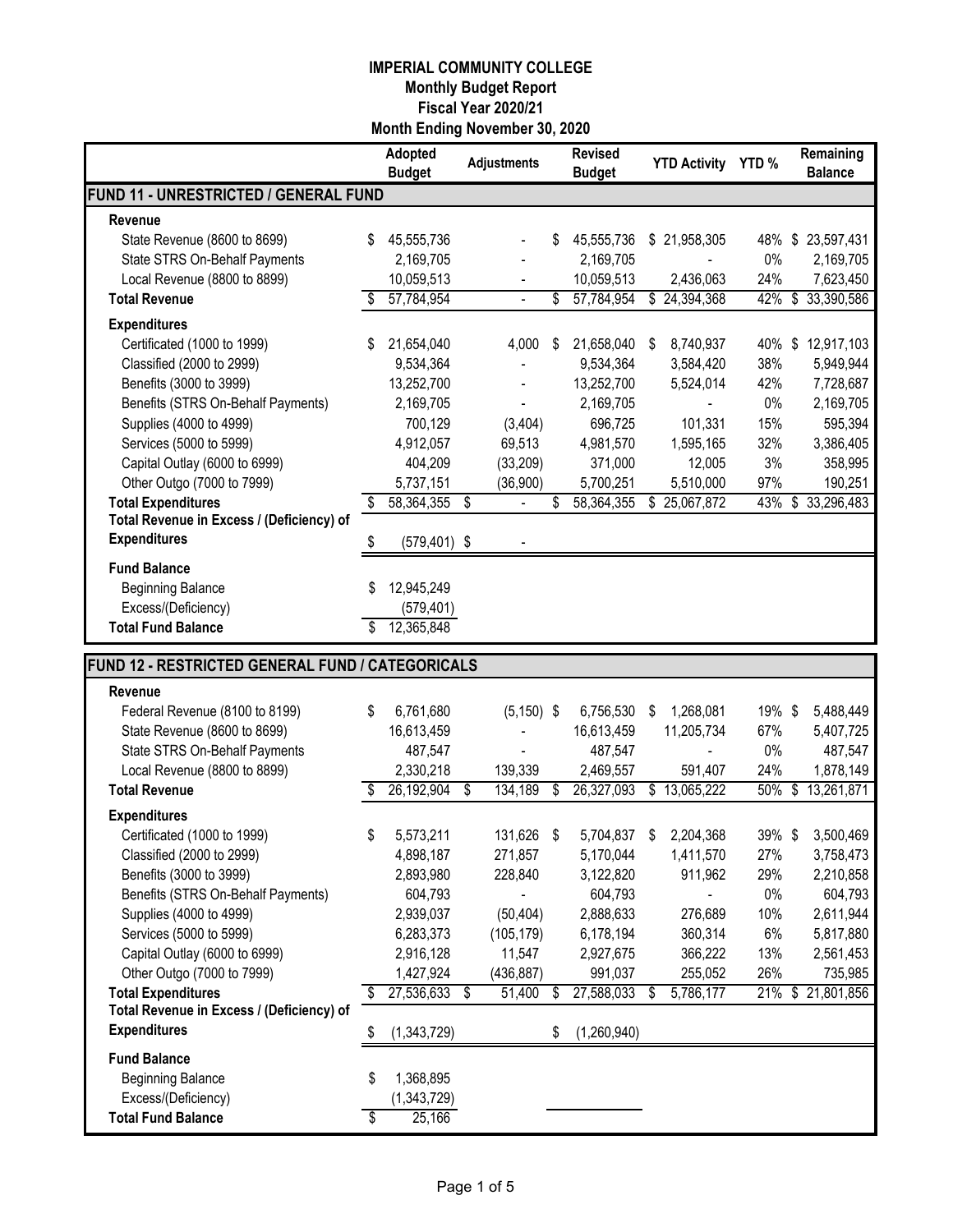# IMPERIAL COMMUNITY COLLEGE
## Monthly Budget Report
## Fiscal Year 2020/21
## Month Ending November 30, 2020

| | Adopted Budget | Adjustments | Revised Budget | YTD Activity | YTD % | Remaining Balance |
|---|---|---|---|---|---|---|
| **FUND 11 - UNRESTRICTED / GENERAL FUND** | | | | | | |
| **Revenue** | | | | | | |
| State Revenue (8600 to 8699) | $ 45,555,736 | - | $ 45,555,736 | $ 21,958,305 | 48% | $ 23,597,431 |
| State STRS On-Behalf Payments | 2,169,705 | - | 2,169,705 | - | 0% | 2,169,705 |
| Local Revenue (8800 to 8899) | 10,059,513 | - | 10,059,513 | 2,436,063 | 24% | 7,623,450 |
| **Total Revenue** | $ 57,784,954 | - | $ 57,784,954 | $ 24,394,368 | 42% | $ 33,390,586 |
| **Expenditures** | | | | | | |
| Certificated (1000 to 1999) | $ 21,654,040 | 4,000 | $ 21,658,040 | $ 8,740,937 | 40% | $ 12,917,103 |
| Classified (2000 to 2999) | 9,534,364 | - | 9,534,364 | 3,584,420 | 38% | 5,949,944 |
| Benefits (3000 to 3999) | 13,252,700 | - | 13,252,700 | 5,524,014 | 42% | 7,728,687 |
| Benefits (STRS On-Behalf Payments) | 2,169,705 | - | 2,169,705 | - | 0% | 2,169,705 |
| Supplies (4000 to 4999) | 700,129 | (3,404) | 696,725 | 101,331 | 15% | 595,394 |
| Services (5000 to 5999) | 4,912,057 | 69,513 | 4,981,570 | 1,595,165 | 32% | 3,386,405 |
| Capital Outlay (6000 to 6999) | 404,209 | (33,209) | 371,000 | 12,005 | 3% | 358,995 |
| Other Outgo (7000 to 7999) | 5,737,151 | (36,900) | 5,700,251 | 5,510,000 | 97% | 190,251 |
| **Total Expenditures** | $ 58,364,355 | $ - | $ 58,364,355 | $ 25,067,872 | 43% | $ 33,296,483 |
| **Total Revenue in Excess / (Deficiency) of Expenditures** | $ (579,401) | $ - | | | | |
| **Fund Balance** | | | | | | |
| Beginning Balance | $ 12,945,249 | | | | | |
| Excess/(Deficiency) | (579,401) | | | | | |
| **Total Fund Balance** | $ 12,365,848 | | | | | |

| | Adopted Budget | Adjustments | Revised Budget | YTD Activity | YTD % | Remaining Balance |
|---|---|---|---|---|---|---|
| **FUND 12 - RESTRICTED GENERAL FUND / CATEGORICALS** | | | | | | |
| **Revenue** | | | | | | |
| Federal Revenue (8100 to 8199) | $ 6,761,680 | (5,150) | $ 6,756,530 | $ 1,268,081 | 19% | $ 5,488,449 |
| State Revenue (8600 to 8699) | 16,613,459 | - | 16,613,459 | 11,205,734 | 67% | 5,407,725 |
| State STRS On-Behalf Payments | 487,547 | - | 487,547 | - | 0% | 487,547 |
| Local Revenue (8800 to 8899) | 2,330,218 | 139,339 | 2,469,557 | 591,407 | 24% | 1,878,149 |
| **Total Revenue** | $ 26,192,904 | $ 134,189 | $ 26,327,093 | $ 13,065,222 | 50% | $ 13,261,871 |
| **Expenditures** | | | | | | |
| Certificated (1000 to 1999) | $ 5,573,211 | 131,626 | $ 5,704,837 | $ 2,204,368 | 39% | $ 3,500,469 |
| Classified (2000 to 2999) | 4,898,187 | 271,857 | 5,170,044 | 1,411,570 | 27% | 3,758,473 |
| Benefits (3000 to 3999) | 2,893,980 | 228,840 | 3,122,820 | 911,962 | 29% | 2,210,858 |
| Benefits (STRS On-Behalf Payments) | 604,793 | - | 604,793 | - | 0% | 604,793 |
| Supplies (4000 to 4999) | 2,939,037 | (50,404) | 2,888,633 | 276,689 | 10% | 2,611,944 |
| Services (5000 to 5999) | 6,283,373 | (105,179) | 6,178,194 | 360,314 | 6% | 5,817,880 |
| Capital Outlay (6000 to 6999) | 2,916,128 | 11,547 | 2,927,675 | 366,222 | 13% | 2,561,453 |
| Other Outgo (7000 to 7999) | 1,427,924 | (436,887) | 991,037 | 255,052 | 26% | 735,985 |
| **Total Expenditures** | $ 27,536,633 | $ 51,400 | $ 27,588,033 | $ 5,786,177 | 21% | $ 21,801,856 |
| **Total Revenue in Excess / (Deficiency) of Expenditures** | $ (1,343,729) | | $ (1,260,940) | | | |
| **Fund Balance** | | | | | | |
| Beginning Balance | $ 1,368,895 | | | | | |
| Excess/(Deficiency) | (1,343,729) | | | | | |
| **Total Fund Balance** | $ 25,166 | | | | | |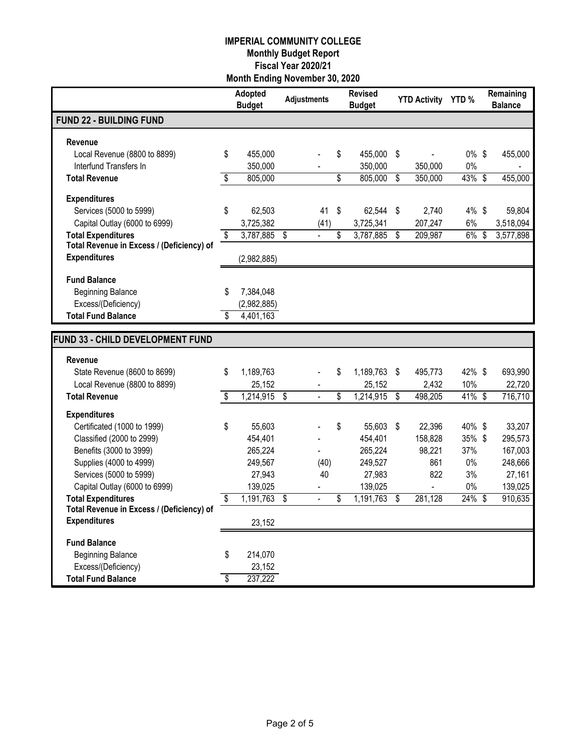# IMPERIAL COMMUNITY COLLEGE
## Monthly Budget Report
## Fiscal Year 2020/21
## Month Ending November 30, 2020

| | Adopted Budget | Adjustments | Revised Budget | YTD Activity | YTD % | Remaining Balance |
|---|---|---|---|---|---|---|
| **FUND 22 - BUILDING FUND** | | | | | | |
| **Revenue** | | | | | | |
| Local Revenue (8800 to 8899) | $ 455,000 | - | $ 455,000 | $ - | 0% | $ 455,000 |
| Interfund Transfers In | 350,000 | - | 350,000 | 350,000 | 0% | - |
| **Total Revenue** | $ 805,000 | | $ 805,000 | $ 350,000 | 43% | $ 455,000 |
| **Expenditures** | | | | | | |
| Services (5000 to 5999) | $ 62,503 | 41 | $ 62,544 | $ 2,740 | 4% | $ 59,804 |
| Capital Outlay (6000 to 6999) | 3,725,382 | (41) | 3,725,341 | 207,247 | 6% | 3,518,094 |
| **Total Expenditures** | $ 3,787,885 | $ - | $ 3,787,885 | $ 209,987 | 6% | $ 3,577,898 |
| **Total Revenue in Excess / (Deficiency) of Expenditures** | (2,982,885) | | | | | |
| **Fund Balance** | | | | | | |
| Beginning Balance | $ 7,384,048 | | | | | |
| Excess/(Deficiency) | (2,982,885) | | | | | |
| **Total Fund Balance** | $ 4,401,163 | | | | | |

| | Adopted Budget | Adjustments | Revised Budget | YTD Activity | YTD % | Remaining Balance |
|---|---|---|---|---|---|---|
| **FUND 33 - CHILD DEVELOPMENT FUND** | | | | | | |
| **Revenue** | | | | | | |
| State Revenue (8600 to 8699) | $ 1,189,763 | - | $ 1,189,763 | $ 495,773 | 42% | $ 693,990 |
| Local Revenue (8800 to 8899) | 25,152 | - | 25,152 | 2,432 | 10% | 22,720 |
| **Total Revenue** | $ 1,214,915 | $ - | $ 1,214,915 | $ 498,205 | 41% | $ 716,710 |
| **Expenditures** | | | | | | |
| Certificated (1000 to 1999) | $ 55,603 | - | $ 55,603 | $ 22,396 | 40% | $ 33,207 |
| Classified (2000 to 2999) | 454,401 | - | 454,401 | 158,828 | 35% | $ 295,573 |
| Benefits (3000 to 3999) | 265,224 | - | 265,224 | 98,221 | 37% | 167,003 |
| Supplies (4000 to 4999) | 249,567 | (40) | 249,527 | 861 | 0% | 248,666 |
| Services (5000 to 5999) | 27,943 | 40 | 27,983 | 822 | 3% | 27,161 |
| Capital Outlay (6000 to 6999) | 139,025 | - | 139,025 | - | 0% | 139,025 |
| **Total Expenditures** | $ 1,191,763 | $ - | $ 1,191,763 | $ 281,128 | 24% | $ 910,635 |
| **Total Revenue in Excess / (Deficiency) of Expenditures** | 23,152 | | | | | |
| **Fund Balance** | | | | | | |
| Beginning Balance | $ 214,070 | | | | | |
| Excess/(Deficiency) | 23,152 | | | | | |
| **Total Fund Balance** | $ 237,222 | | | | | |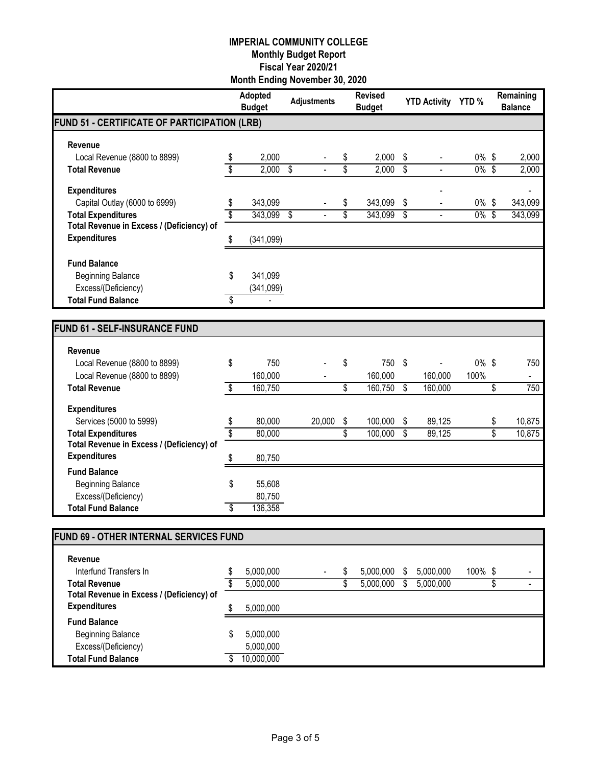**IMPERIAL COMMUNITY COLLEGE**
**Monthly Budget Report**
**Fiscal Year 2020/21**
**Month Ending November 30, 2020**

| | Adopted Budget | Adjustments | Revised Budget | YTD Activity | YTD % | Remaining Balance |
|---|---|---|---|---|---|---|
| **FUND 51 - CERTIFICATE OF PARTICIPATION (LRB)** | | | | | | |
| **Revenue** | | | | | | |
| Local Revenue (8800 to 8899) | $ 2,000 | - | $ 2,000 | $ - | 0% | $ 2,000 |
| **Total Revenue** | $ 2,000 | $ - | $ 2,000 | $ - | 0% | $ 2,000 |
| **Expenditures** | | | | - | | - |
| Capital Outlay (6000 to 6999) | $ 343,099 | - | $ 343,099 | $ - | 0% | $ 343,099 |
| **Total Expenditures** | $ 343,099 | $ - | $ 343,099 | $ - | 0% | $ 343,099 |
| **Total Revenue in Excess / (Deficiency) of Expenditures** | $ (341,099) | | | | | |
| **Fund Balance** | | | | | | |
| Beginning Balance | $ 341,099 | | | | | |
| Excess/(Deficiency) | (341,099) | | | | | |
| **Total Fund Balance** | $ - | | | | | |

| | Adopted Budget | Adjustments | Revised Budget | YTD Activity | YTD % | Remaining Balance |
|---|---|---|---|---|---|---|
| **FUND 61 - SELF-INSURANCE FUND** | | | | | | |
| **Revenue** | | | | | | |
| Local Revenue (8800 to 8899) | $ 750 | - | $ 750 | $ - | 0% | $ 750 |
| Local Revenue (8800 to 8899) | 160,000 | - | 160,000 | 160,000 | 100% | - |
| **Total Revenue** | $ 160,750 | | $ 160,750 | $ 160,000 | | $ 750 |
| **Expenditures** | | | | | | |
| Services (5000 to 5999) | $ 80,000 | 20,000 | $ 100,000 | $ 89,125 | | $ 10,875 |
| **Total Expenditures** | $ 80,000 | | $ 100,000 | $ 89,125 | | $ 10,875 |
| **Total Revenue in Excess / (Deficiency) of Expenditures** | $ 80,750 | | | | | |
| **Fund Balance** | | | | | | |
| Beginning Balance | $ 55,608 | | | | | |
| Excess/(Deficiency) | 80,750 | | | | | |
| **Total Fund Balance** | $ 136,358 | | | | | |

| | Adopted Budget | Adjustments | Revised Budget | YTD Activity | YTD % | Remaining Balance |
|---|---|---|---|---|---|---|
| **FUND 69 - OTHER INTERNAL SERVICES FUND** | | | | | | |
| **Revenue** | | | | | | |
| Interfund Transfers In | $ 5,000,000 | - | $ 5,000,000 | $ 5,000,000 | 100% | $ - |
| **Total Revenue** | $ 5,000,000 | | $ 5,000,000 | $ 5,000,000 | | $ - |
| **Total Revenue in Excess / (Deficiency) of Expenditures** | $ 5,000,000 | | | | | |
| **Fund Balance** | | | | | | |
| Beginning Balance | $ 5,000,000 | | | | | |
| Excess/(Deficiency) | 5,000,000 | | | | | |
| **Total Fund Balance** | $ 10,000,000 | | | | | |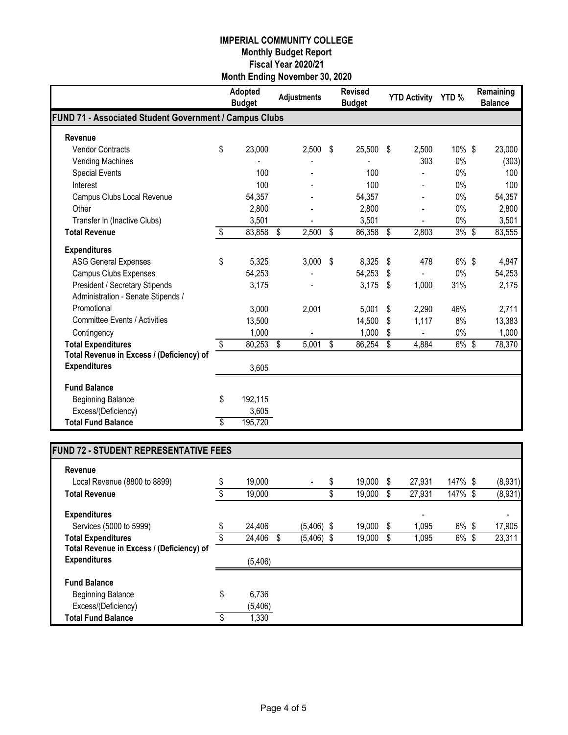# IMPERIAL COMMUNITY COLLEGE
## Monthly Budget Report
## Fiscal Year 2020/21
## Month Ending November 30, 2020

| | Adopted Budget | Adjustments | Revised Budget | YTD Activity | YTD % | Remaining Balance |
|---|---|---|---|---|---|---|
| **FUND 71 - Associated Student Government / Campus Clubs** | | | | | | |
| **Revenue** | | | | | | |
| Vendor Contracts | $ 23,000 | 2,500 | $ 25,500 | $ 2,500 | 10% | $ 23,000 |
| Vending Machines | - | - | - | 303 | 0% | (303) |
| Special Events | 100 | - | 100 | - | 0% | 100 |
| Interest | 100 | - | 100 | - | 0% | 100 |
| Campus Clubs Local Revenue | 54,357 | - | 54,357 | - | 0% | 54,357 |
| Other | 2,800 | - | 2,800 | - | 0% | 2,800 |
| Transfer In (Inactive Clubs) | 3,501 | - | 3,501 | - | 0% | 3,501 |
| **Total Revenue** | $ 83,858 | $ 2,500 | $ 86,358 | $ 2,803 | 3% | $ 83,555 |
| **Expenditures** | | | | | | |
| ASG General Expenses | $ 5,325 | 3,000 | $ 8,325 | $ 478 | 6% | $ 4,847 |
| Campus Clubs Expenses | 54,253 | - | 54,253 | $ - | 0% | 54,253 |
| President / Secretary Stipends | 3,175 | - | 3,175 | $ 1,000 | 31% | 2,175 |
| Administration - Senate Stipends / Promotional | 3,000 | 2,001 | 5,001 | $ 2,290 | 46% | 2,711 |
| Committee Events / Activities | 13,500 | | 14,500 | $ 1,117 | 8% | 13,383 |
| Contingency | 1,000 | - | 1,000 | $ - | 0% | 1,000 |
| **Total Expenditures** | $ 80,253 | $ 5,001 | $ 86,254 | $ 4,884 | 6% | $ 78,370 |
| **Total Revenue in Excess / (Deficiency) of Expenditures** | 3,605 | | | | | |
| **Fund Balance** | | | | | | |
| Beginning Balance | $ 192,115 | | | | | |
| Excess/(Deficiency) | 3,605 | | | | | |
| **Total Fund Balance** | $ 195,720 | | | | | |

| | Adopted Budget | Adjustments | Revised Budget | YTD Activity | YTD % | Remaining Balance |
|---|---|---|---|---|---|---|
| **FUND 72 - STUDENT REPRESENTATIVE FEES** | | | | | | |
| **Revenue** | | | | | | |
| Local Revenue (8800 to 8899) | $ 19,000 | - | $ 19,000 | $ 27,931 | 147% | $ (8,931) |
| **Total Revenue** | $ 19,000 | | $ 19,000 | $ 27,931 | 147% | $ (8,931) |
| **Expenditures** | | | | - | | - |
| Services (5000 to 5999) | $ 24,406 | (5,406) | $ 19,000 | $ 1,095 | 6% | $ 17,905 |
| **Total Expenditures** | $ 24,406 | $ (5,406) | $ 19,000 | $ 1,095 | 6% | $ 23,311 |
| **Total Revenue in Excess / (Deficiency) of Expenditures** | (5,406) | | | | | |
| **Fund Balance** | | | | | | |
| Beginning Balance | $ 6,736 | | | | | |
| Excess/(Deficiency) | (5,406) | | | | | |
| **Total Fund Balance** | $ 1,330 | | | | | |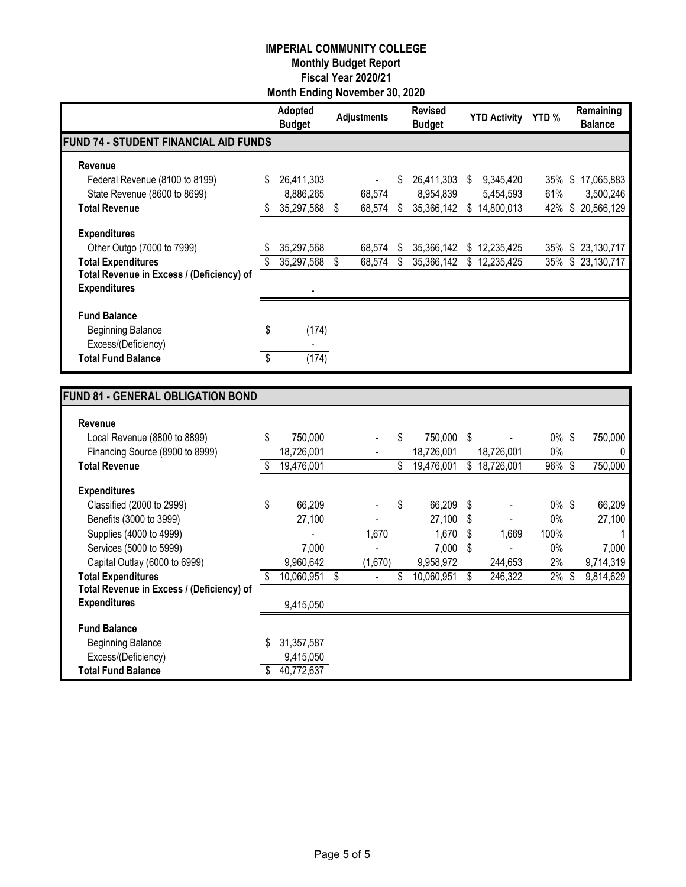# IMPERIAL COMMUNITY COLLEGE
## Monthly Budget Report
## Fiscal Year 2020/21
## Month Ending November 30, 2020

| | Adopted Budget | Adjustments | Revised Budget | YTD Activity | YTD % | Remaining Balance |
|---|---|---|---|---|---|---|
| **FUND 74 - STUDENT FINANCIAL AID FUNDS** | | | | | | |
| **Revenue** | | | | | | |
| Federal Revenue (8100 to 8199) | $ 26,411,303 | - | $ 26,411,303 | $ 9,345,420 | 35% | $ 17,065,883 |
| State Revenue (8600 to 8699) | 8,886,265 | 68,574 | 8,954,839 | 5,454,593 | 61% | 3,500,246 |
| **Total Revenue** | $ 35,297,568 | $ 68,574 | $ 35,366,142 | $ 14,800,013 | 42% | $ 20,566,129 |
| **Expenditures** | | | | | | |
| Other Outgo (7000 to 7999) | $ 35,297,568 | 68,574 | $ 35,366,142 | $ 12,235,425 | 35% | $ 23,130,717 |
| **Total Expenditures** | $ 35,297,568 | $ 68,574 | $ 35,366,142 | $ 12,235,425 | 35% | $ 23,130,717 |
| **Total Revenue in Excess / (Deficiency) of Expenditures** | - | | | | | |
| **Fund Balance** | | | | | | |
| Beginning Balance | $ (174) | | | | | |
| Excess/(Deficiency) | - | | | | | |
| **Total Fund Balance** | $ (174) | | | | | |

| | Adopted Budget | Adjustments | Revised Budget | YTD Activity | YTD % | Remaining Balance |
|---|---|---|---|---|---|---|
| **FUND 81 - GENERAL OBLIGATION BOND** | | | | | | |
| **Revenue** | | | | | | |
| Local Revenue (8800 to 8899) | $ 750,000 | - | $ 750,000 | $ - | 0% | $ 750,000 |
| Financing Source (8900 to 8999) | 18,726,001 | - | 18,726,001 | 18,726,001 | 0% | 0 |
| **Total Revenue** | $ 19,476,001 | | $ 19,476,001 | $ 18,726,001 | 96% | $ 750,000 |
| **Expenditures** | | | | | | |
| Classified (2000 to 2999) | $ 66,209 | - | $ 66,209 | $ - | 0% | $ 66,209 |
| Benefits (3000 to 3999) | 27,100 | - | 27,100 | $ - | 0% | 27,100 |
| Supplies (4000 to 4999) | - | 1,670 | 1,670 | $ 1,669 | 100% | 1 |
| Services (5000 to 5999) | 7,000 | - | 7,000 | $ - | 0% | 7,000 |
| Capital Outlay (6000 to 6999) | 9,960,642 | (1,670) | 9,958,972 | 244,653 | 2% | 9,714,319 |
| **Total Expenditures** | $ 10,060,951 | $ - | $ 10,060,951 | $ 246,322 | 2% | $ 9,814,629 |
| **Total Revenue in Excess / (Deficiency) of Expenditures** | 9,415,050 | | | | | |
| **Fund Balance** | | | | | | |
| Beginning Balance | $ 31,357,587 | | | | | |
| Excess/(Deficiency) | 9,415,050 | | | | | |
| **Total Fund Balance** | $ 40,772,637 | | | | | |